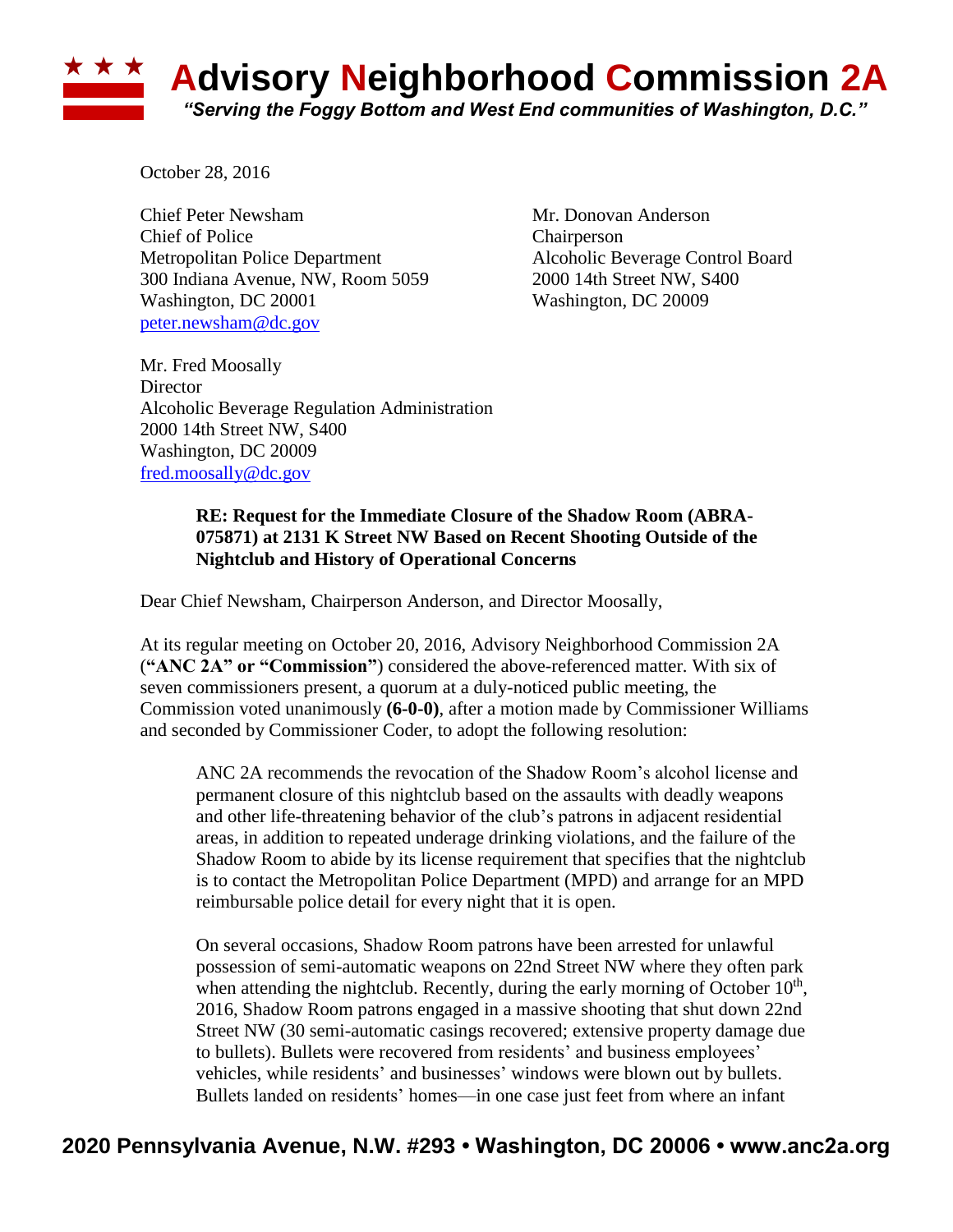# Advisory Neighborhood Commission 2A

*"Serving the Foggy Bottom and West End communities of Washington, D.C."*

October 28, 2016

Chief Peter Newsham
Chief of Police
Metropolitan Police Department
300 Indiana Avenue, NW, Room 5059
Washington, DC 20001
peter.newsham@dc.gov

Mr. Donovan Anderson
Chairperson
Alcoholic Beverage Control Board
2000 14th Street NW, S400
Washington, DC 20009

Mr. Fred Moosally
Director
Alcoholic Beverage Regulation Administration
2000 14th Street NW, S400
Washington, DC 20009
fred.moosally@dc.gov

**RE: Request for the Immediate Closure of the Shadow Room (ABRA-075871) at 2131 K Street NW Based on Recent Shooting Outside of the Nightclub and History of Operational Concerns**

Dear Chief Newsham, Chairperson Anderson, and Director Moosally,

At its regular meeting on October 20, 2016, Advisory Neighborhood Commission 2A (**"ANC 2A" or "Commission"**) considered the above-referenced matter. With six of seven commissioners present, a quorum at a duly-noticed public meeting, the Commission voted unanimously **(6-0-0)**, after a motion made by Commissioner Williams and seconded by Commissioner Coder, to adopt the following resolution:

> ANC 2A recommends the revocation of the Shadow Room's alcohol license and permanent closure of this nightclub based on the assaults with deadly weapons and other life-threatening behavior of the club's patrons in adjacent residential areas, in addition to repeated underage drinking violations, and the failure of the Shadow Room to abide by its license requirement that specifies that the nightclub is to contact the Metropolitan Police Department (MPD) and arrange for an MPD reimbursable police detail for every night that it is open.
>
> On several occasions, Shadow Room patrons have been arrested for unlawful possession of semi-automatic weapons on 22nd Street NW where they often park when attending the nightclub. Recently, during the early morning of October 10th, 2016, Shadow Room patrons engaged in a massive shooting that shut down 22nd Street NW (30 semi-automatic casings recovered; extensive property damage due to bullets). Bullets were recovered from residents' and business employees' vehicles, while residents' and businesses' windows were blown out by bullets. Bullets landed on residents' homes—in one case just feet from where an infant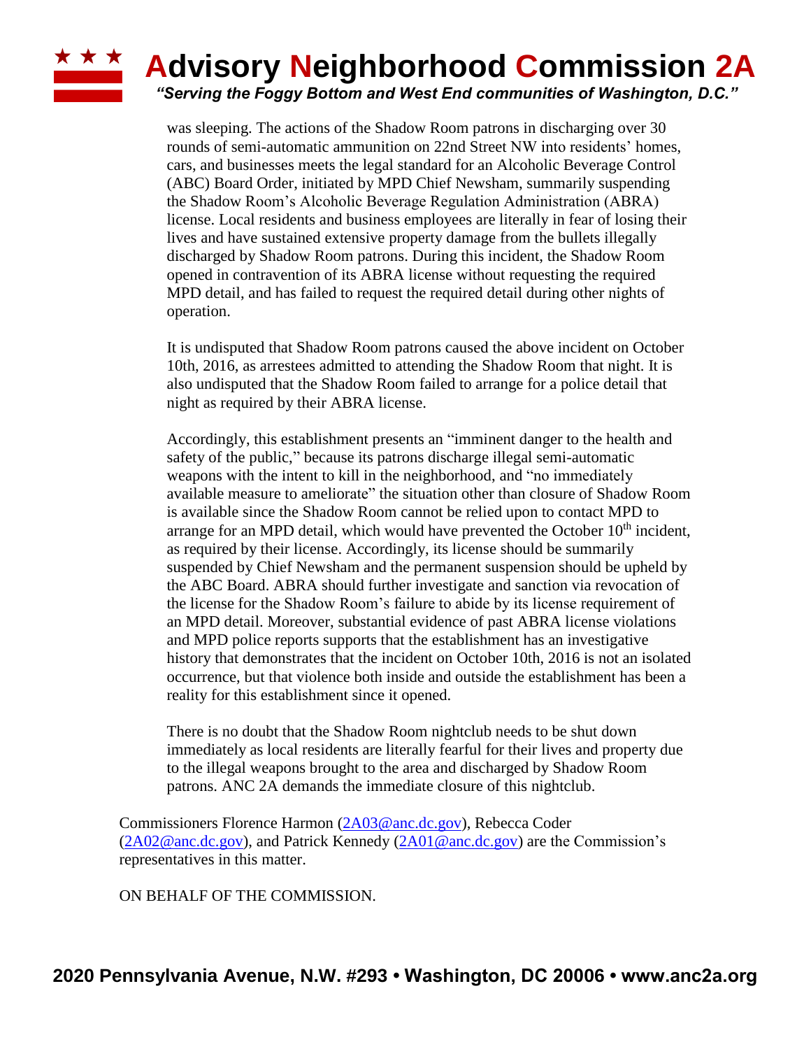was sleeping. The actions of the Shadow Room patrons in discharging over 30 rounds of semi-automatic ammunition on 22nd Street NW into residents' homes, cars, and businesses meets the legal standard for an Alcoholic Beverage Control (ABC) Board Order, initiated by MPD Chief Newsham, summarily suspending the Shadow Room's Alcoholic Beverage Regulation Administration (ABRA) license. Local residents and business employees are literally in fear of losing their lives and have sustained extensive property damage from the bullets illegally discharged by Shadow Room patrons. During this incident, the Shadow Room opened in contravention of its ABRA license without requesting the required MPD detail, and has failed to request the required detail during other nights of operation.

It is undisputed that Shadow Room patrons caused the above incident on October 10th, 2016, as arrestees admitted to attending the Shadow Room that night. It is also undisputed that the Shadow Room failed to arrange for a police detail that night as required by their ABRA license.

Accordingly, this establishment presents an "imminent danger to the health and safety of the public," because its patrons discharge illegal semi-automatic weapons with the intent to kill in the neighborhood, and "no immediately available measure to ameliorate" the situation other than closure of Shadow Room is available since the Shadow Room cannot be relied upon to contact MPD to arrange for an MPD detail, which would have prevented the October 10th incident, as required by their license. Accordingly, its license should be summarily suspended by Chief Newsham and the permanent suspension should be upheld by the ABC Board. ABRA should further investigate and sanction via revocation of the license for the Shadow Room's failure to abide by its license requirement of an MPD detail. Moreover, substantial evidence of past ABRA license violations and MPD police reports supports that the establishment has an investigative history that demonstrates that the incident on October 10th, 2016 is not an isolated occurrence, but that violence both inside and outside the establishment has been a reality for this establishment since it opened.

There is no doubt that the Shadow Room nightclub needs to be shut down immediately as local residents are literally fearful for their lives and property due to the illegal weapons brought to the area and discharged by Shadow Room patrons. ANC 2A demands the immediate closure of this nightclub.

Commissioners Florence Harmon (2A03@anc.dc.gov), Rebecca Coder (2A02@anc.dc.gov), and Patrick Kennedy (2A01@anc.dc.gov) are the Commission's representatives in this matter.

ON BEHALF OF THE COMMISSION.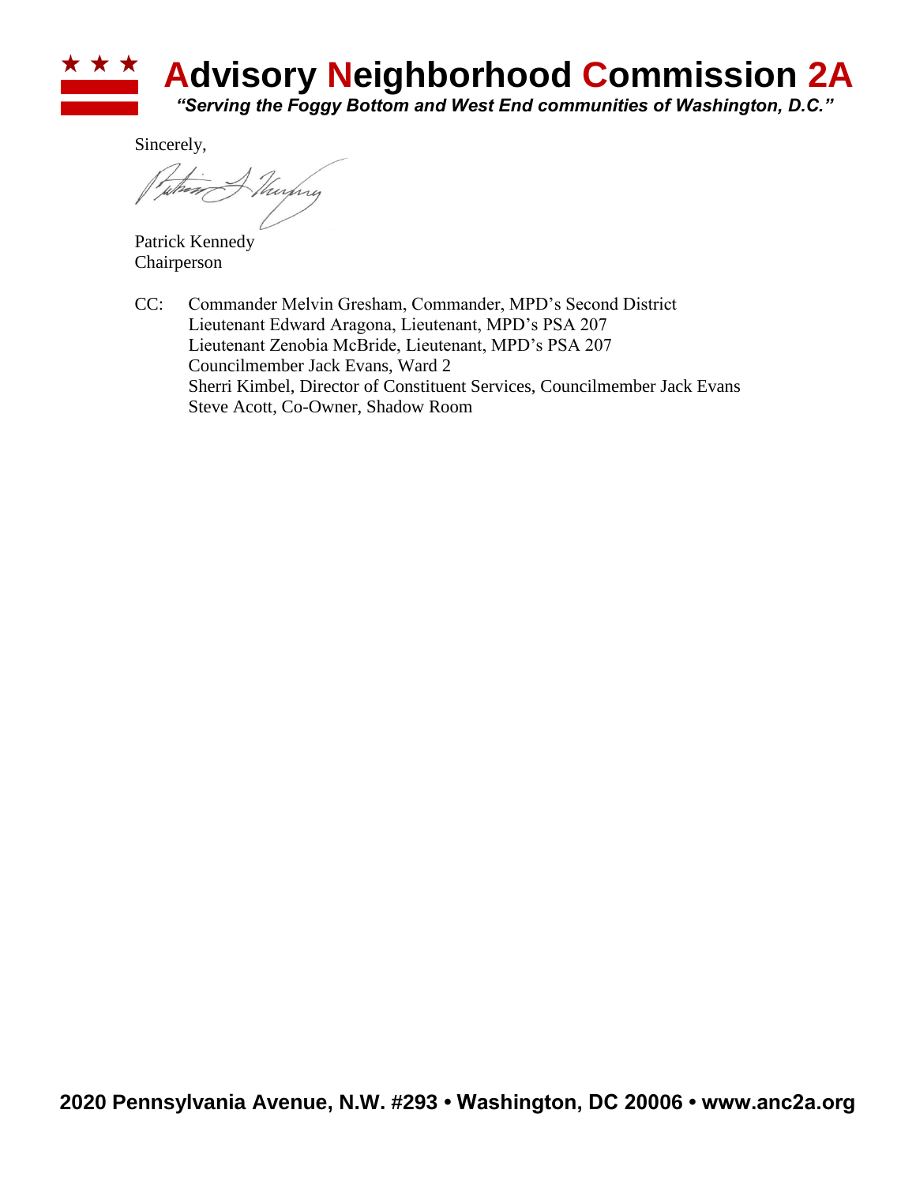Sincerely,

Patrick Kennedy
Chairperson

CC: Commander Melvin Gresham, Commander, MPD's Second District
Lieutenant Edward Aragona, Lieutenant, MPD's PSA 207
Lieutenant Zenobia McBride, Lieutenant, MPD's PSA 207
Councilmember Jack Evans, Ward 2
Sherri Kimbel, Director of Constituent Services, Councilmember Jack Evans
Steve Acott, Co-Owner, Shadow Room